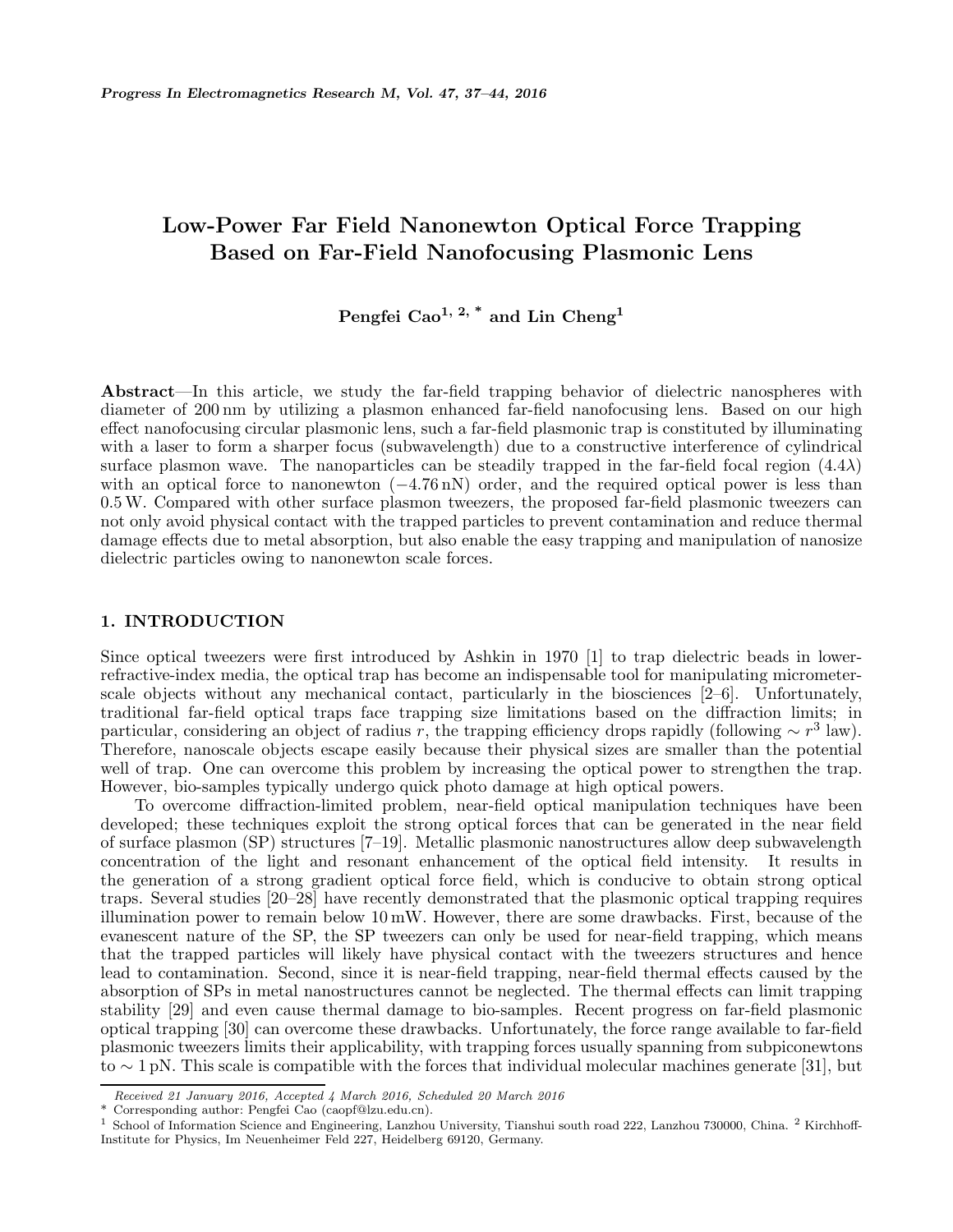# Low-Power Far Field Nanonewton Optical Force Trapping Based on Far-Field Nanofocusing Plasmonic Lens

**Pengfei Cao**[1, 2, *] **and Lin Cheng**[1]

**Abstract**—In this article, we study the far-field trapping behavior of dielectric nanospheres with diameter of 200 nm by utilizing a plasmon enhanced far-field nanofocusing lens. Based on our high effect nanofocusing circular plasmonic lens, such a far-field plasmonic trap is constituted by illuminating with a laser to form a sharper focus (subwavelength) due to a constructive interference of cylindrical surface plasmon wave. The nanoparticles can be steadily trapped in the far-field focal region ($4.4\lambda$) with an optical force to nanonewton ($-4.76$ nN) order, and the required optical power is less than 0.5 W. Compared with other surface plasmon tweezers, the proposed far-field plasmonic tweezers can not only avoid physical contact with the trapped particles to prevent contamination and reduce thermal damage effects due to metal absorption, but also enable the easy trapping and manipulation of nanosize dielectric particles owing to nanonewton scale forces.

## 1. INTRODUCTION

Since optical tweezers were first introduced by Ashkin in 1970 [1] to trap dielectric beads in lower-refractive-index media, the optical trap has become an indispensable tool for manipulating micrometer-scale objects without any mechanical contact, particularly in the biosciences [2–6]. Unfortunately, traditional far-field optical traps face trapping size limitations based on the diffraction limits; in particular, considering an object of radius $r$, the trapping efficiency drops rapidly (following $\sim r^3$ law). Therefore, nanoscale objects escape easily because their physical sizes are smaller than the potential well of trap. One can overcome this problem by increasing the optical power to strengthen the trap. However, bio-samples typically undergo quick photo damage at high optical powers.

To overcome diffraction-limited problem, near-field optical manipulation techniques have been developed; these techniques exploit the strong optical forces that can be generated in the near field of surface plasmon (SP) structures [7–19]. Metallic plasmonic nanostructures allow deep subwavelength concentration of the light and resonant enhancement of the optical field intensity. It results in the generation of a strong gradient optical force field, which is conducive to obtain strong optical traps. Several studies [20–28] have recently demonstrated that the plasmonic optical trapping requires illumination power to remain below 10 mW. However, there are some drawbacks. First, because of the evanescent nature of the SP, the SP tweezers can only be used for near-field trapping, which means that the trapped particles will likely have physical contact with the tweezers structures and hence lead to contamination. Second, since it is near-field trapping, near-field thermal effects caused by the absorption of SPs in metal nanostructures cannot be neglected. The thermal effects can limit trapping stability [29] and even cause thermal damage to bio-samples. Recent progress on far-field plasmonic optical trapping [30] can overcome these drawbacks. Unfortunately, the force range available to far-field plasmonic tweezers limits their applicability, with trapping forces usually spanning from subpiconewtons to $\sim 1$ pN. This scale is compatible with the forces that individual molecular machines generate [31], but

*Received 21 January 2016, Accepted 4 March 2016, Scheduled 20 March 2016*

\* Corresponding author: Pengfei Cao (caopf@lzu.edu.cn).

[1] School of Information Science and Engineering, Lanzhou University, Tianshui south road 222, Lanzhou 730000, China. [2] Kirchhoff-Institute for Physics, Im Neuenheimer Feld 227, Heidelberg 69120, Germany.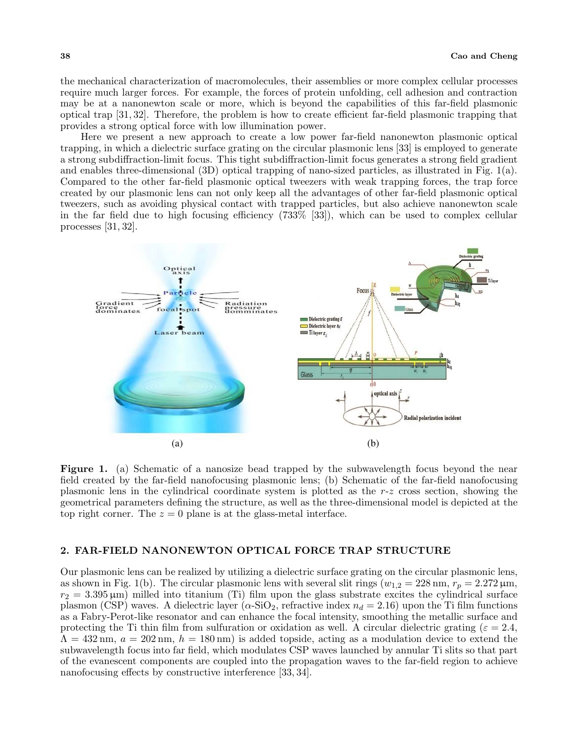the mechanical characterization of macromolecules, their assemblies or more complex cellular processes require much larger forces. For example, the forces of protein unfolding, cell adhesion and contraction may be at a nanonewton scale or more, which is beyond the capabilities of this far-field plasmonic optical trap [31, 32]. Therefore, the problem is how to create efficient far-field plasmonic trapping that provides a strong optical force with low illumination power.

Here we present a new approach to create a low power far-field nanonewton plasmonic optical trapping, in which a dielectric surface grating on the circular plasmonic lens [33] is employed to generate a strong subdiffraction-limit focus. This tight subdiffraction-limit focus generates a strong field gradient and enables three-dimensional (3D) optical trapping of nano-sized particles, as illustrated in Fig. 1(a). Compared to the other far-field plasmonic optical tweezers with weak trapping forces, the trap force created by our plasmonic lens can not only keep all the advantages of other far-field plasmonic optical tweezers, such as avoiding physical contact with trapped particles, but also achieve nanonewton scale in the far field due to high focusing efficiency (733% [33]), which can be used to complex cellular processes [31, 32].

(a)

(b)

**Figure 1.** (a) Schematic of a nanosize bead trapped by the subwavelength focus beyond the near field created by the far-field nanofocusing plasmonic lens; (b) Schematic of the far-field nanofocusing plasmonic lens in the cylindrical coordinate system is plotted as the $r$-$z$ cross section, showing the geometrical parameters defining the structure, as well as the three-dimensional model is depicted at the top right corner. The $z = 0$ plane is at the glass-metal interface.

## 2. FAR-FIELD NANONEWTON OPTICAL FORCE TRAP STRUCTURE

Our plasmonic lens can be realized by utilizing a dielectric surface grating on the circular plasmonic lens, as shown in Fig. 1(b). The circular plasmonic lens with several slit rings ($w_{1,2} = 228\,\text{nm}$, $r_p = 2.272\,\mu\text{m}$, $r_2 = 3.395\,\mu\text{m}$) milled into titanium (Ti) film upon the glass substrate excites the cylindrical surface plasmon (CSP) waves. A dielectric layer ($\alpha$-$SiO_2$, refractive index $n_d = 2.16$) upon the Ti film functions as a Fabry-Perot-like resonator and can enhance the focal intensity, smoothing the metallic surface and protecting the Ti thin film from sulfuration or oxidation as well. A circular dielectric grating ($\varepsilon = 2.4$, $\Lambda = 432\,\text{nm}$, $a = 202\,\text{nm}$, $h = 180\,\text{nm}$) is added topside, acting as a modulation device to extend the subwavelength focus into far field, which modulates CSP waves launched by annular Ti slits so that part of the evanescent components are coupled into the propagation waves to the far-field region to achieve nanofocusing effects by constructive interference [33, 34].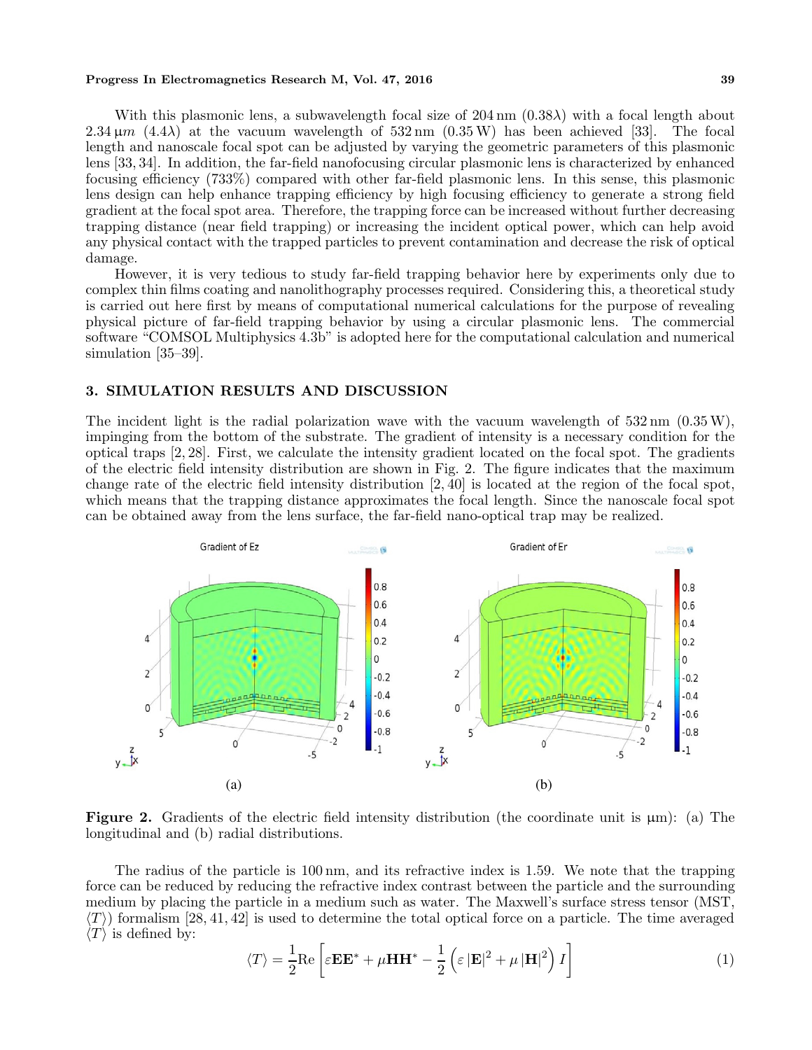With this plasmonic lens, a subwavelength focal size of 204 nm ($0.38\lambda$) with a focal length about $2.34\,\mu m$ ($4.4\lambda$) at the vacuum wavelength of 532 nm (0.35 W) has been achieved [33]. The focal length and nanoscale focal spot can be adjusted by varying the geometric parameters of this plasmonic lens [33, 34]. In addition, the far-field nanofocusing circular plasmonic lens is characterized by enhanced focusing efficiency (733%) compared with other far-field plasmonic lens. In this sense, this plasmonic lens design can help enhance trapping efficiency by high focusing efficiency to generate a strong field gradient at the focal spot area. Therefore, the trapping force can be increased without further decreasing trapping distance (near field trapping) or increasing the incident optical power, which can help avoid any physical contact with the trapped particles to prevent contamination and decrease the risk of optical damage.

However, it is very tedious to study far-field trapping behavior here by experiments only due to complex thin films coating and nanolithography processes required. Considering this, a theoretical study is carried out here first by means of computational numerical calculations for the purpose of revealing physical picture of far-field trapping behavior by using a circular plasmonic lens. The commercial software "COMSOL Multiphysics 4.3b" is adopted here for the computational calculation and numerical simulation [35–39].

## 3. SIMULATION RESULTS AND DISCUSSION

The incident light is the radial polarization wave with the vacuum wavelength of 532 nm (0.35 W), impinging from the bottom of the substrate. The gradient of intensity is a necessary condition for the optical traps [2, 28]. First, we calculate the intensity gradient located on the focal spot. The gradients of the electric field intensity distribution are shown in Fig. 2. The figure indicates that the maximum change rate of the electric field intensity distribution [2, 40] is located at the region of the focal spot, which means that the trapping distance approximates the focal length. Since the nanoscale focal spot can be obtained away from the lens surface, the far-field nano-optical trap may be realized.

**Figure 2.** Gradients of the electric field intensity distribution (the coordinate unit is μm): (a) The longitudinal and (b) radial distributions.

The radius of the particle is 100 nm, and its refractive index is 1.59. We note that the trapping force can be reduced by reducing the refractive index contrast between the particle and the surrounding medium by placing the particle in a medium such as water. The Maxwell's surface stress tensor (MST, $\langle T \rangle$) formalism [28, 41, 42] is used to determine the total optical force on a particle. The time averaged $\langle T \rangle$ is defined by:

$$\langle T \rangle = \frac{1}{2}\mathrm{Re}\left[\varepsilon \mathbf{E}\mathbf{E}^* + \mu \mathbf{H}\mathbf{H}^* - \frac{1}{2}\left(\varepsilon \left|\mathbf{E}\right|^2 + \mu \left|\mathbf{H}\right|^2\right) I\right] \tag{1}$$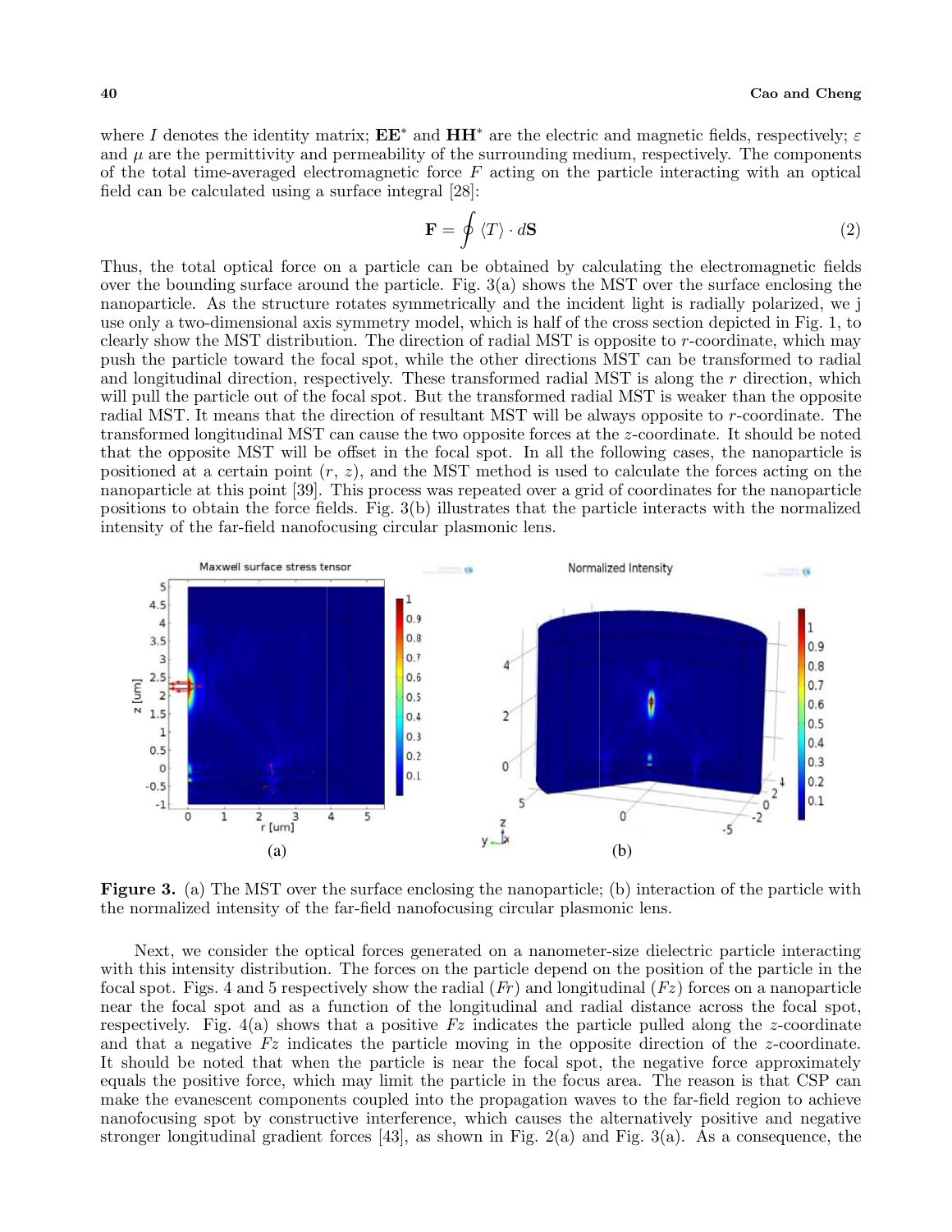where $I$ denotes the identity matrix; $\mathbf{EE}^*$ and $\mathbf{HH}^*$ are the electric and magnetic fields, respectively; $\varepsilon$ and $\mu$ are the permittivity and permeability of the surrounding medium, respectively. The components of the total time-averaged electromagnetic force $F$ acting on the particle interacting with an optical field can be calculated using a surface integral [28]:

$$\mathbf{F} = \oint \langle T \rangle \cdot d\mathbf{S} \tag{2}$$

Thus, the total optical force on a particle can be obtained by calculating the electromagnetic fields over the bounding surface around the particle. Fig. 3(a) shows the MST over the surface enclosing the nanoparticle. As the structure rotates symmetrically and the incident light is radially polarized, we j use only a two-dimensional axis symmetry model, which is half of the cross section depicted in Fig. 1, to clearly show the MST distribution. The direction of radial MST is opposite to $r$-coordinate, which may push the particle toward the focal spot, while the other directions MST can be transformed to radial and longitudinal direction, respectively. These transformed radial MST is along the $r$ direction, which will pull the particle out of the focal spot. But the transformed radial MST is weaker than the opposite radial MST. It means that the direction of resultant MST will be always opposite to $r$-coordinate. The transformed longitudinal MST can cause the two opposite forces at the $z$-coordinate. It should be noted that the opposite MST will be offset in the focal spot. In all the following cases, the nanoparticle is positioned at a certain point ($r$, $z$), and the MST method is used to calculate the forces acting on the nanoparticle at this point [39]. This process was repeated over a grid of coordinates for the nanoparticle positions to obtain the force fields. Fig. 3(b) illustrates that the particle interacts with the normalized intensity of the far-field nanofocusing circular plasmonic lens.

Maxwell surface stress tensor

z [um]

r [um]

(a)

Normalized Intensity

(b)

**Figure 3.** (a) The MST over the surface enclosing the nanoparticle; (b) interaction of the particle with the normalized intensity of the far-field nanofocusing circular plasmonic lens.

Next, we consider the optical forces generated on a nanometer-size dielectric particle interacting with this intensity distribution. The forces on the particle depend on the position of the particle in the focal spot. Figs. 4 and 5 respectively show the radial ($Fr$) and longitudinal ($Fz$) forces on a nanoparticle near the focal spot and as a function of the longitudinal and radial distance across the focal spot, respectively. Fig. 4(a) shows that a positive $Fz$ indicates the particle pulled along the $z$-coordinate and that a negative $Fz$ indicates the particle moving in the opposite direction of the $z$-coordinate. It should be noted that when the particle is near the focal spot, the negative force approximately equals the positive force, which may limit the particle in the focus area. The reason is that CSP can make the evanescent components coupled into the propagation waves to the far-field region to achieve nanofocusing spot by constructive interference, which causes the alternatively positive and negative stronger longitudinal gradient forces [43], as shown in Fig. 2(a) and Fig. 3(a). As a consequence, the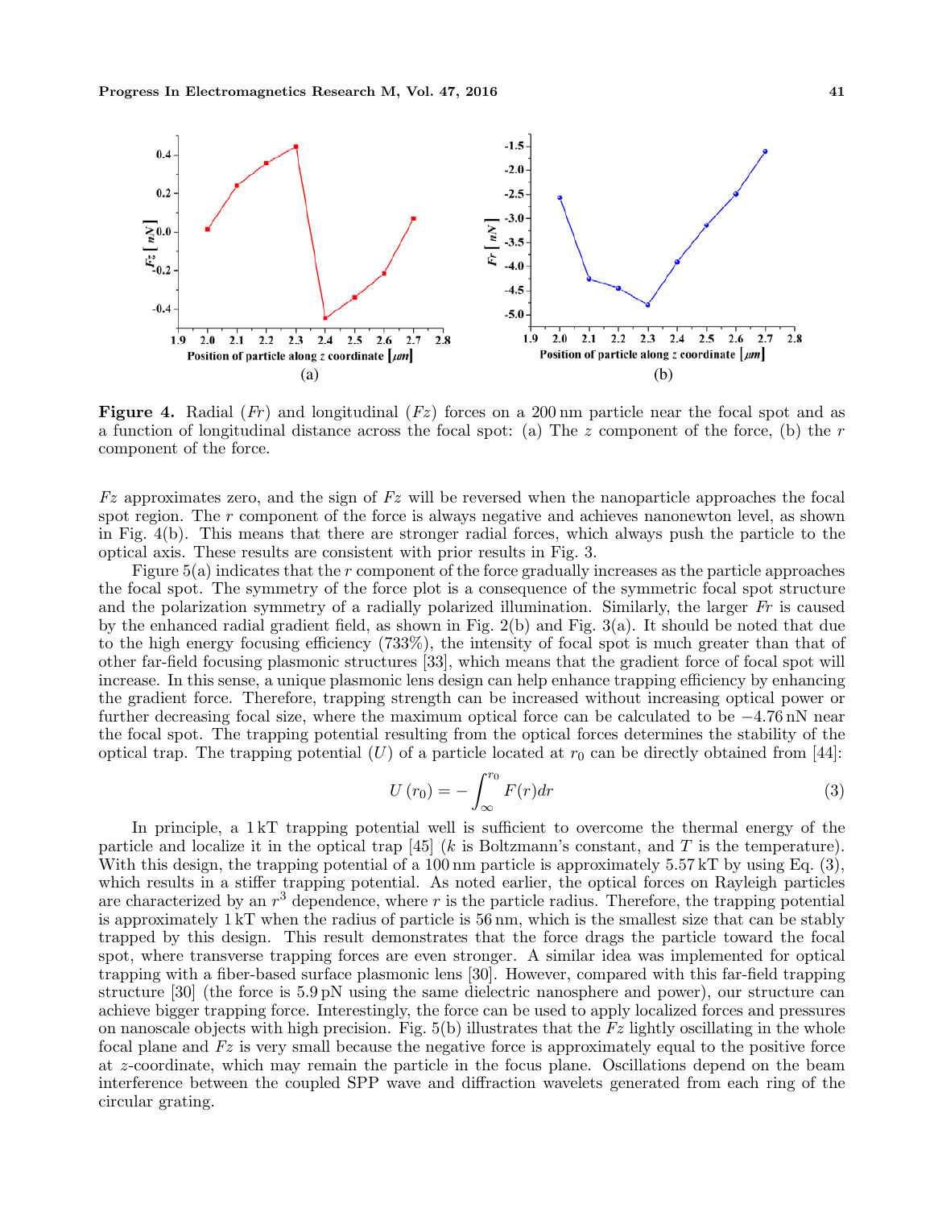**Figure 4.** Radial ($Fr$) and longitudinal ($Fz$) forces on a 200 nm particle near the focal spot and as a function of longitudinal distance across the focal spot: (a) The $z$ component of the force, (b) the $r$ component of the force.

$Fz$ approximates zero, and the sign of $Fz$ will be reversed when the nanoparticle approaches the focal spot region. The $r$ component of the force is always negative and achieves nanonewton level, as shown in Fig. 4(b). This means that there are stronger radial forces, which always push the particle to the optical axis. These results are consistent with prior results in Fig. 3.

Figure 5(a) indicates that the $r$ component of the force gradually increases as the particle approaches the focal spot. The symmetry of the force plot is a consequence of the symmetric focal spot structure and the polarization symmetry of a radially polarized illumination. Similarly, the larger $Fr$ is caused by the enhanced radial gradient field, as shown in Fig. 2(b) and Fig. 3(a). It should be noted that due to the high energy focusing efficiency (733%), the intensity of focal spot is much greater than that of other far-field focusing plasmonic structures [33], which means that the gradient force of focal spot will increase. In this sense, a unique plasmonic lens design can help enhance trapping efficiency by enhancing the gradient force. Therefore, trapping strength can be increased without increasing optical power or further decreasing focal size, where the maximum optical force can be calculated to be $-4.76$ nN near the focal spot. The trapping potential resulting from the optical forces determines the stability of the optical trap. The trapping potential ($U$) of a particle located at $r_0$ can be directly obtained from [44]:

$$U(r_0) = -\int_{\infty}^{r_0} F(r)dr \tag{3}$$

In principle, a 1 kT trapping potential well is sufficient to overcome the thermal energy of the particle and localize it in the optical trap [45] ($k$ is Boltzmann's constant, and $T$ is the temperature). With this design, the trapping potential of a 100 nm particle is approximately 5.57 kT by using Eq. (3), which results in a stiffer trapping potential. As noted earlier, the optical forces on Rayleigh particles are characterized by an $r^3$ dependence, where $r$ is the particle radius. Therefore, the trapping potential is approximately 1 kT when the radius of particle is 56 nm, which is the smallest size that can be stably trapped by this design. This result demonstrates that the force drags the particle toward the focal spot, where transverse trapping forces are even stronger. A similar idea was implemented for optical trapping with a fiber-based surface plasmonic lens [30]. However, compared with this far-field trapping structure [30] (the force is 5.9 pN using the same dielectric nanosphere and power), our structure can achieve bigger trapping force. Interestingly, the force can be used to apply localized forces and pressures on nanoscale objects with high precision. Fig. 5(b) illustrates that the $Fz$ lightly oscillating in the whole focal plane and $Fz$ is very small because the negative force is approximately equal to the positive force at $z$-coordinate, which may remain the particle in the focus plane. Oscillations depend on the beam interference between the coupled SPP wave and diffraction wavelets generated from each ring of the circular grating.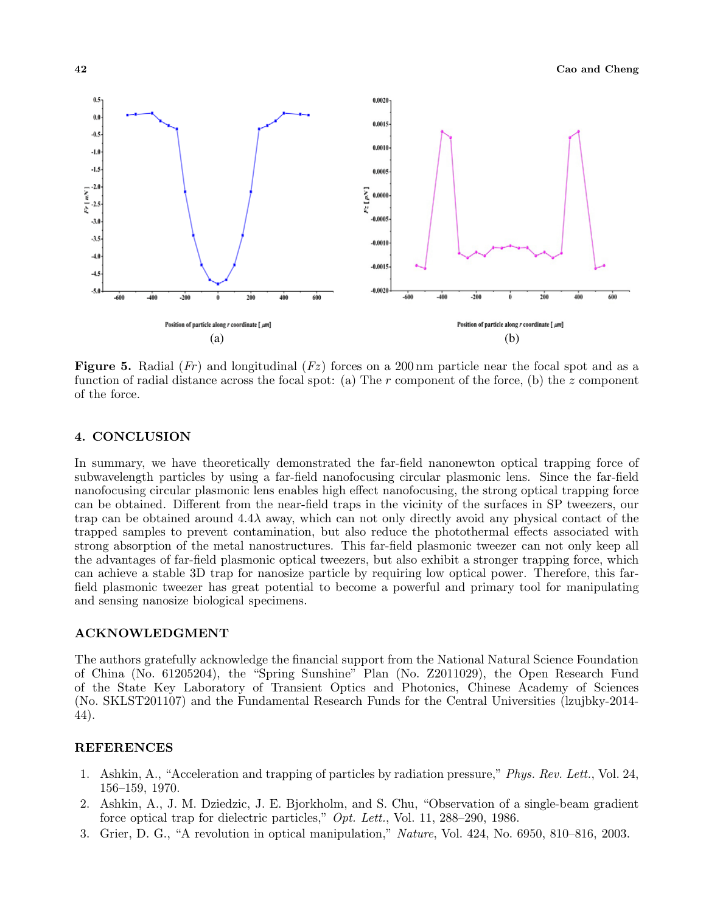**Figure 5.** Radial ($Fr$) and longitudinal ($Fz$) forces on a 200 nm particle near the focal spot and as a function of radial distance across the focal spot: (a) The $r$ component of the force, (b) the $z$ component of the force.

## 4. CONCLUSION

In summary, we have theoretically demonstrated the far-field nanonewton optical trapping force of subwavelength particles by using a far-field nanofocusing circular plasmonic lens. Since the far-field nanofocusing circular plasmonic lens enables high effect nanofocusing, the strong optical trapping force can be obtained. Different from the near-field traps in the vicinity of the surfaces in SP tweezers, our trap can be obtained around $4.4\lambda$ away, which can not only directly avoid any physical contact of the trapped samples to prevent contamination, but also reduce the photothermal effects associated with strong absorption of the metal nanostructures. This far-field plasmonic tweezer can not only keep all the advantages of far-field plasmonic optical tweezers, but also exhibit a stronger trapping force, which can achieve a stable 3D trap for nanosize particle by requiring low optical power. Therefore, this far-field plasmonic tweezer has great potential to become a powerful and primary tool for manipulating and sensing nanosize biological specimens.

## ACKNOWLEDGMENT

The authors gratefully acknowledge the financial support from the National Natural Science Foundation of China (No. 61205204), the "Spring Sunshine" Plan (No. Z2011029), the Open Research Fund of the State Key Laboratory of Transient Optics and Photonics, Chinese Academy of Sciences (No. SKLST201107) and the Fundamental Research Funds for the Central Universities (lzujbky-2014-44).

## REFERENCES

1. Ashkin, A., "Acceleration and trapping of particles by radiation pressure," *Phys. Rev. Lett.*, Vol. 24, 156–159, 1970.
2. Ashkin, A., J. M. Dziedzic, J. E. Bjorkholm, and S. Chu, "Observation of a single-beam gradient force optical trap for dielectric particles," *Opt. Lett.*, Vol. 11, 288–290, 1986.
3. Grier, D. G., "A revolution in optical manipulation," *Nature*, Vol. 424, No. 6950, 810–816, 2003.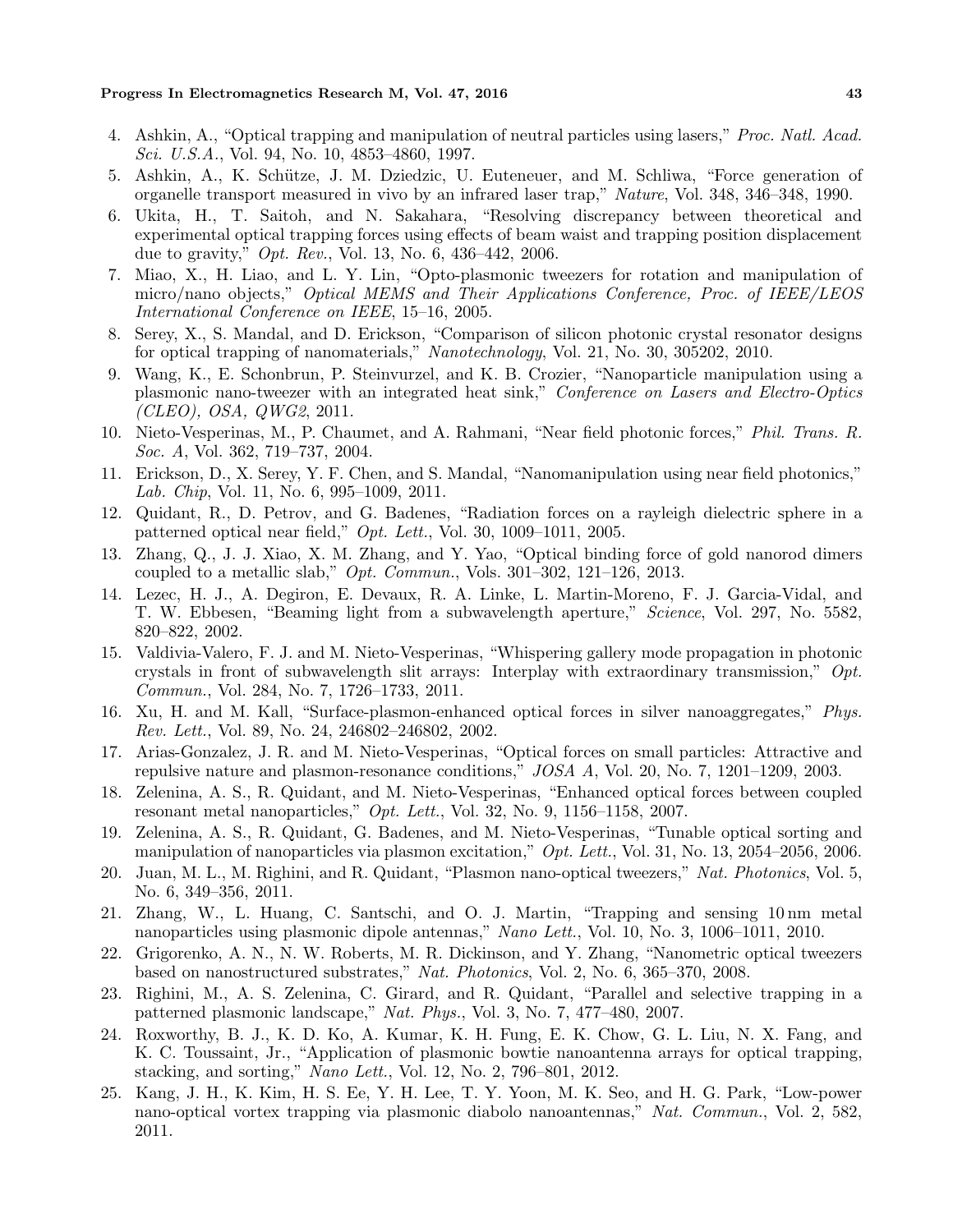4. Ashkin, A., "Optical trapping and manipulation of neutral particles using lasers," *Proc. Natl. Acad. Sci. U.S.A.*, Vol. 94, No. 10, 4853–4860, 1997.
5. Ashkin, A., K. Schütze, J. M. Dziedzic, U. Euteneuer, and M. Schliwa, "Force generation of organelle transport measured in vivo by an infrared laser trap," *Nature*, Vol. 348, 346–348, 1990.
6. Ukita, H., T. Saitoh, and N. Sakahara, "Resolving discrepancy between theoretical and experimental optical trapping forces using effects of beam waist and trapping position displacement due to gravity," *Opt. Rev.*, Vol. 13, No. 6, 436–442, 2006.
7. Miao, X., H. Liao, and L. Y. Lin, "Opto-plasmonic tweezers for rotation and manipulation of micro/nano objects," *Optical MEMS and Their Applications Conference, Proc. of IEEE/LEOS International Conference on IEEE*, 15–16, 2005.
8. Serey, X., S. Mandal, and D. Erickson, "Comparison of silicon photonic crystal resonator designs for optical trapping of nanomaterials," *Nanotechnology*, Vol. 21, No. 30, 305202, 2010.
9. Wang, K., E. Schonbrun, P. Steinvurzel, and K. B. Crozier, "Nanoparticle manipulation using a plasmonic nano-tweezer with an integrated heat sink," *Conference on Lasers and Electro-Optics (CLEO), OSA, QWG2*, 2011.
10. Nieto-Vesperinas, M., P. Chaumet, and A. Rahmani, "Near field photonic forces," *Phil. Trans. R. Soc. A*, Vol. 362, 719–737, 2004.
11. Erickson, D., X. Serey, Y. F. Chen, and S. Mandal, "Nanomanipulation using near field photonics," *Lab. Chip*, Vol. 11, No. 6, 995–1009, 2011.
12. Quidant, R., D. Petrov, and G. Badenes, "Radiation forces on a rayleigh dielectric sphere in a patterned optical near field," *Opt. Lett.*, Vol. 30, 1009–1011, 2005.
13. Zhang, Q., J. J. Xiao, X. M. Zhang, and Y. Yao, "Optical binding force of gold nanorod dimers coupled to a metallic slab," *Opt. Commun.*, Vols. 301–302, 121–126, 2013.
14. Lezec, H. J., A. Degiron, E. Devaux, R. A. Linke, L. Martin-Moreno, F. J. Garcia-Vidal, and T. W. Ebbesen, "Beaming light from a subwavelength aperture," *Science*, Vol. 297, No. 5582, 820–822, 2002.
15. Valdivia-Valero, F. J. and M. Nieto-Vesperinas, "Whispering gallery mode propagation in photonic crystals in front of subwavelength slit arrays: Interplay with extraordinary transmission," *Opt. Commun.*, Vol. 284, No. 7, 1726–1733, 2011.
16. Xu, H. and M. Kall, "Surface-plasmon-enhanced optical forces in silver nanoaggregates," *Phys. Rev. Lett.*, Vol. 89, No. 24, 246802–246802, 2002.
17. Arias-Gonzalez, J. R. and M. Nieto-Vesperinas, "Optical forces on small particles: Attractive and repulsive nature and plasmon-resonance conditions," *JOSA A*, Vol. 20, No. 7, 1201–1209, 2003.
18. Zelenina, A. S., R. Quidant, and M. Nieto-Vesperinas, "Enhanced optical forces between coupled resonant metal nanoparticles," *Opt. Lett.*, Vol. 32, No. 9, 1156–1158, 2007.
19. Zelenina, A. S., R. Quidant, G. Badenes, and M. Nieto-Vesperinas, "Tunable optical sorting and manipulation of nanoparticles via plasmon excitation," *Opt. Lett.*, Vol. 31, No. 13, 2054–2056, 2006.
20. Juan, M. L., M. Righini, and R. Quidant, "Plasmon nano-optical tweezers," *Nat. Photonics*, Vol. 5, No. 6, 349–356, 2011.
21. Zhang, W., L. Huang, C. Santschi, and O. J. Martin, "Trapping and sensing 10 nm metal nanoparticles using plasmonic dipole antennas," *Nano Lett.*, Vol. 10, No. 3, 1006–1011, 2010.
22. Grigorenko, A. N., N. W. Roberts, M. R. Dickinson, and Y. Zhang, "Nanometric optical tweezers based on nanostructured substrates," *Nat. Photonics*, Vol. 2, No. 6, 365–370, 2008.
23. Righini, M., A. S. Zelenina, C. Girard, and R. Quidant, "Parallel and selective trapping in a patterned plasmonic landscape," *Nat. Phys.*, Vol. 3, No. 7, 477–480, 2007.
24. Roxworthy, B. J., K. D. Ko, A. Kumar, K. H. Fung, E. K. Chow, G. L. Liu, N. X. Fang, and K. C. Toussaint, Jr., "Application of plasmonic bowtie nanoantenna arrays for optical trapping, stacking, and sorting," *Nano Lett.*, Vol. 12, No. 2, 796–801, 2012.
25. Kang, J. H., K. Kim, H. S. Ee, Y. H. Lee, T. Y. Yoon, M. K. Seo, and H. G. Park, "Low-power nano-optical vortex trapping via plasmonic diabolo nanoantennas," *Nat. Commun.*, Vol. 2, 582, 2011.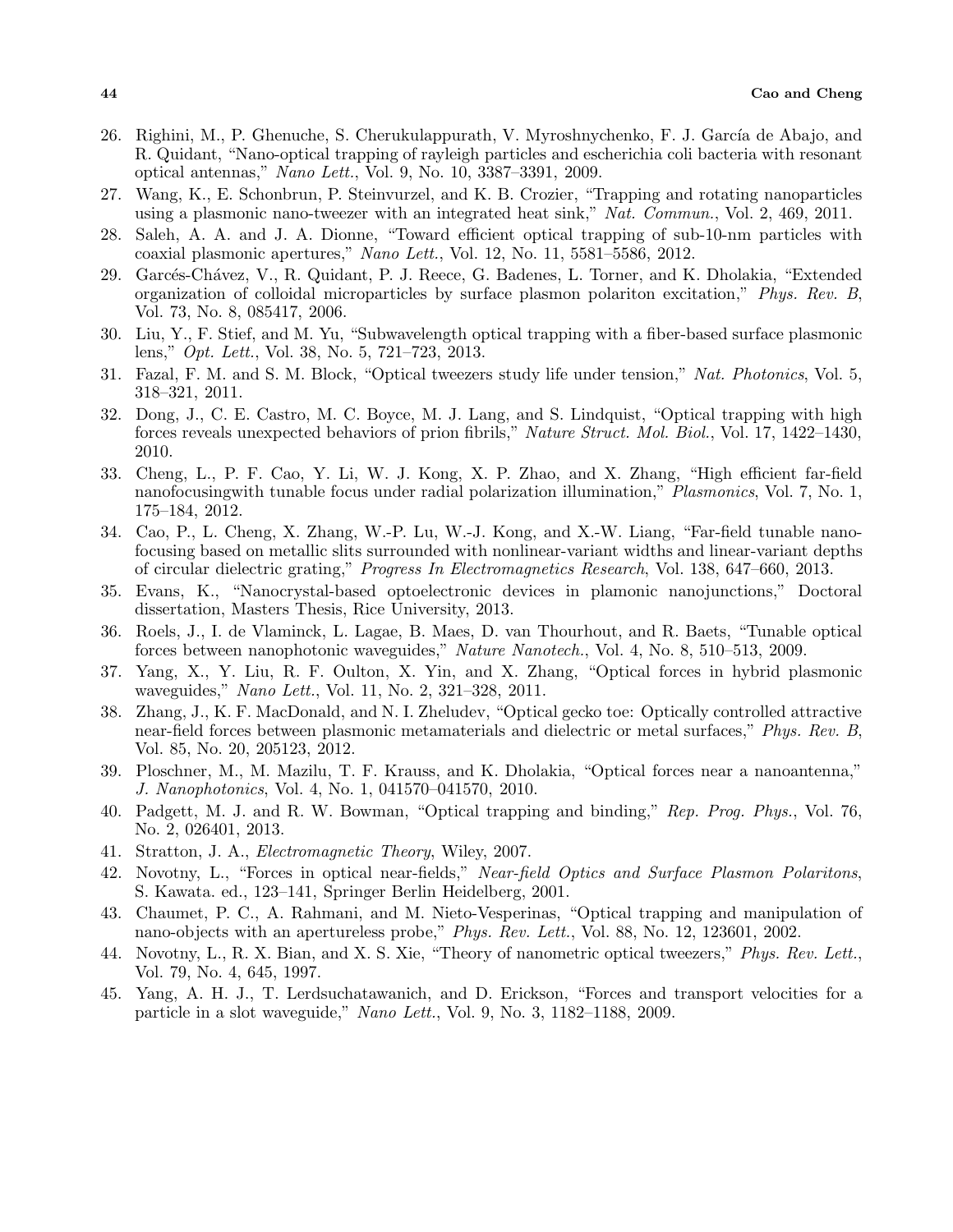26. Righini, M., P. Ghenuche, S. Cherukulappurath, V. Myroshnychenko, F. J. García de Abajo, and R. Quidant, "Nano-optical trapping of rayleigh particles and escherichia coli bacteria with resonant optical antennas," *Nano Lett.*, Vol. 9, No. 10, 3387–3391, 2009.
27. Wang, K., E. Schonbrun, P. Steinvurzel, and K. B. Crozier, "Trapping and rotating nanoparticles using a plasmonic nano-tweezer with an integrated heat sink," *Nat. Commun.*, Vol. 2, 469, 2011.
28. Saleh, A. A. and J. A. Dionne, "Toward efficient optical trapping of sub-10-nm particles with coaxial plasmonic apertures," *Nano Lett.*, Vol. 12, No. 11, 5581–5586, 2012.
29. Garcés-Chávez, V., R. Quidant, P. J. Reece, G. Badenes, L. Torner, and K. Dholakia, "Extended organization of colloidal microparticles by surface plasmon polariton excitation," *Phys. Rev. B*, Vol. 73, No. 8, 085417, 2006.
30. Liu, Y., F. Stief, and M. Yu, "Subwavelength optical trapping with a fiber-based surface plasmonic lens," *Opt. Lett.*, Vol. 38, No. 5, 721–723, 2013.
31. Fazal, F. M. and S. M. Block, "Optical tweezers study life under tension," *Nat. Photonics*, Vol. 5, 318–321, 2011.
32. Dong, J., C. E. Castro, M. C. Boyce, M. J. Lang, and S. Lindquist, "Optical trapping with high forces reveals unexpected behaviors of prion fibrils," *Nature Struct. Mol. Biol.*, Vol. 17, 1422–1430, 2010.
33. Cheng, L., P. F. Cao, Y. Li, W. J. Kong, X. P. Zhao, and X. Zhang, "High efficient far-field nanofocusingwith tunable focus under radial polarization illumination," *Plasmonics*, Vol. 7, No. 1, 175–184, 2012.
34. Cao, P., L. Cheng, X. Zhang, W.-P. Lu, W.-J. Kong, and X.-W. Liang, "Far-field tunable nano-focusing based on metallic slits surrounded with nonlinear-variant widths and linear-variant depths of circular dielectric grating," *Progress In Electromagnetics Research*, Vol. 138, 647–660, 2013.
35. Evans, K., "Nanocrystal-based optoelectronic devices in plamonic nanojunctions," Doctoral dissertation, Masters Thesis, Rice University, 2013.
36. Roels, J., I. de Vlaminck, L. Lagae, B. Maes, D. van Thourhout, and R. Baets, "Tunable optical forces between nanophotonic waveguides," *Nature Nanotech.*, Vol. 4, No. 8, 510–513, 2009.
37. Yang, X., Y. Liu, R. F. Oulton, X. Yin, and X. Zhang, "Optical forces in hybrid plasmonic waveguides," *Nano Lett.*, Vol. 11, No. 2, 321–328, 2011.
38. Zhang, J., K. F. MacDonald, and N. I. Zheludev, "Optical gecko toe: Optically controlled attractive near-field forces between plasmonic metamaterials and dielectric or metal surfaces," *Phys. Rev. B*, Vol. 85, No. 20, 205123, 2012.
39. Ploschner, M., M. Mazilu, T. F. Krauss, and K. Dholakia, "Optical forces near a nanoantenna," *J. Nanophotonics*, Vol. 4, No. 1, 041570–041570, 2010.
40. Padgett, M. J. and R. W. Bowman, "Optical trapping and binding," *Rep. Prog. Phys.*, Vol. 76, No. 2, 026401, 2013.
41. Stratton, J. A., *Electromagnetic Theory*, Wiley, 2007.
42. Novotny, L., "Forces in optical near-fields," *Near-field Optics and Surface Plasmon Polaritons*, S. Kawata. ed., 123–141, Springer Berlin Heidelberg, 2001.
43. Chaumet, P. C., A. Rahmani, and M. Nieto-Vesperinas, "Optical trapping and manipulation of nano-objects with an apertureless probe," *Phys. Rev. Lett.*, Vol. 88, No. 12, 123601, 2002.
44. Novotny, L., R. X. Bian, and X. S. Xie, "Theory of nanometric optical tweezers," *Phys. Rev. Lett.*, Vol. 79, No. 4, 645, 1997.
45. Yang, A. H. J., T. Lerdsuchatawanich, and D. Erickson, "Forces and transport velocities for a particle in a slot waveguide," *Nano Lett.*, Vol. 9, No. 3, 1182–1188, 2009.